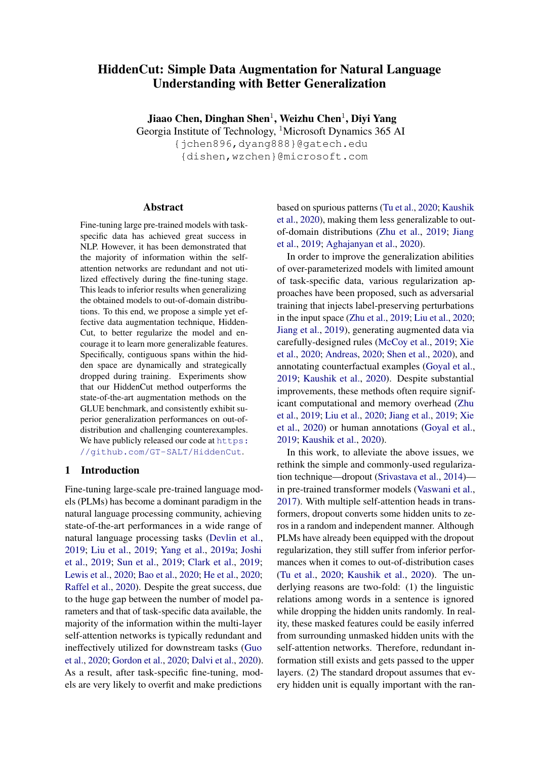# HiddenCut: Simple Data Augmentation for Natural Language Understanding with Better Generalization

**Jiaao Chen, Dinghan Shen[1], Weizhu Chen[1], Diyi Yang**

Georgia Institute of Technology, [1]Microsoft Dynamics 365 AI

{jchen896,dyang888}@gatech.edu

{dishen,wzchen}@microsoft.com

## Abstract

Fine-tuning large pre-trained models with task-specific data has achieved great success in NLP. However, it has been demonstrated that the majority of information within the self-attention networks are redundant and not utilized effectively during the fine-tuning stage. This leads to inferior results when generalizing the obtained models to out-of-domain distributions. To this end, we propose a simple yet effective data augmentation technique, HiddenCut, to better regularize the model and encourage it to learn more generalizable features. Specifically, contiguous spans within the hidden space are dynamically and strategically dropped during training. Experiments show that our HiddenCut method outperforms the state-of-the-art augmentation methods on the GLUE benchmark, and consistently exhibit superior generalization performances on out-of-distribution and challenging counterexamples. We have publicly released our code at https://github.com/GT-SALT/HiddenCut.

## 1 Introduction

Fine-tuning large-scale pre-trained language models (PLMs) has become a dominant paradigm in the natural language processing community, achieving state-of-the-art performances in a wide range of natural language processing tasks (Devlin et al., 2019; Liu et al., 2019; Yang et al., 2019a; Joshi et al., 2019; Sun et al., 2019; Clark et al., 2019; Lewis et al., 2020; Bao et al., 2020; He et al., 2020; Raffel et al., 2020). Despite the great success, due to the huge gap between the number of model parameters and that of task-specific data available, the majority of the information within the multi-layer self-attention networks is typically redundant and ineffectively utilized for downstream tasks (Guo et al., 2020; Gordon et al., 2020; Dalvi et al., 2020). As a result, after task-specific fine-tuning, models are very likely to overfit and make predictions based on spurious patterns (Tu et al., 2020; Kaushik et al., 2020), making them less generalizable to out-of-domain distributions (Zhu et al., 2019; Jiang et al., 2019; Aghajanyan et al., 2020).

In order to improve the generalization abilities of over-parameterized models with limited amount of task-specific data, various regularization approaches have been proposed, such as adversarial training that injects label-preserving perturbations in the input space (Zhu et al., 2019; Liu et al., 2020; Jiang et al., 2019), generating augmented data via carefully-designed rules (McCoy et al., 2019; Xie et al., 2020; Andreas, 2020; Shen et al., 2020), and annotating counterfactual examples (Goyal et al., 2019; Kaushik et al., 2020). Despite substantial improvements, these methods often require significant computational and memory overhead (Zhu et al., 2019; Liu et al., 2020; Jiang et al., 2019; Xie et al., 2020) or human annotations (Goyal et al., 2019; Kaushik et al., 2020).

In this work, to alleviate the above issues, we rethink the simple and commonly-used regularization technique—dropout (Srivastava et al., 2014)—in pre-trained transformer models (Vaswani et al., 2017). With multiple self-attention heads in transformers, dropout converts some hidden units to zeros in a random and independent manner. Although PLMs have already been equipped with the dropout regularization, they still suffer from inferior performances when it comes to out-of-distribution cases (Tu et al., 2020; Kaushik et al., 2020). The underlying reasons are two-fold: (1) the linguistic relations among words in a sentence is ignored while dropping the hidden units randomly. In reality, these masked features could be easily inferred from surrounding unmasked hidden units with the self-attention networks. Therefore, redundant information still exists and gets passed to the upper layers. (2) The standard dropout assumes that every hidden unit is equally important with the ran-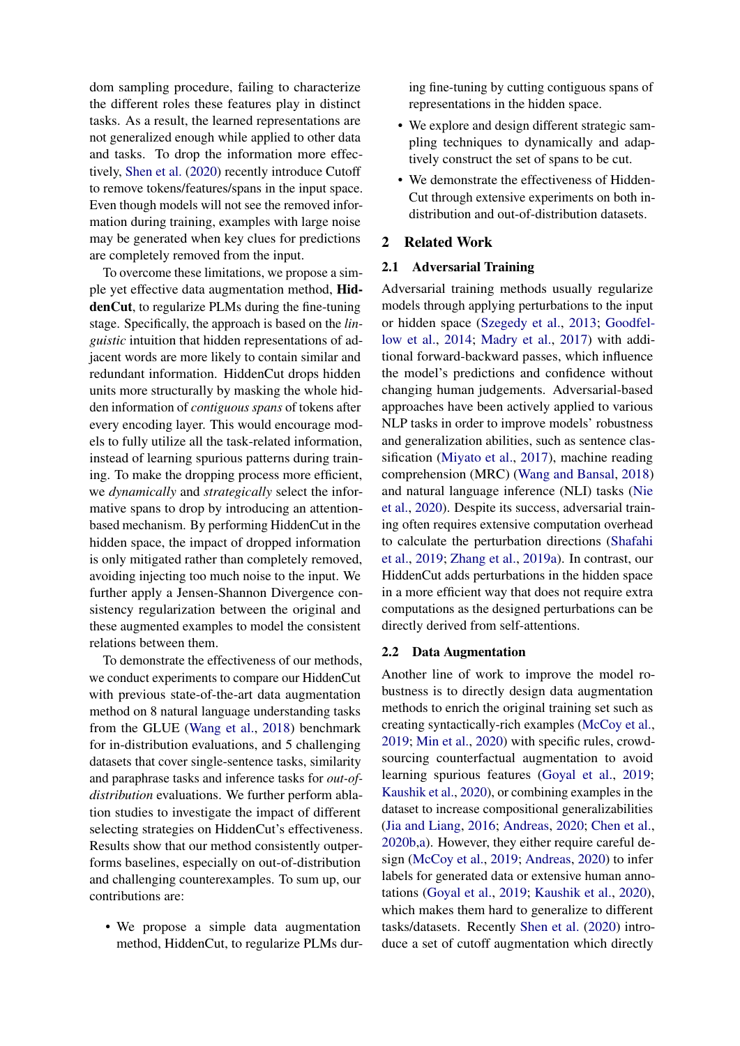dom sampling procedure, failing to characterize the different roles these features play in distinct tasks. As a result, the learned representations are not generalized enough while applied to other data and tasks. To drop the information more effectively, Shen et al. (2020) recently introduce Cutoff to remove tokens/features/spans in the input space. Even though models will not see the removed information during training, examples with large noise may be generated when key clues for predictions are completely removed from the input.

To overcome these limitations, we propose a simple yet effective data augmentation method, **HiddenCut**, to regularize PLMs during the fine-tuning stage. Specifically, the approach is based on the *linguistic* intuition that hidden representations of adjacent words are more likely to contain similar and redundant information. HiddenCut drops hidden units more structurally by masking the whole hidden information of *contiguous spans* of tokens after every encoding layer. This would encourage models to fully utilize all the task-related information, instead of learning spurious patterns during training. To make the dropping process more efficient, we *dynamically* and *strategically* select the informative spans to drop by introducing an attention-based mechanism. By performing HiddenCut in the hidden space, the impact of dropped information is only mitigated rather than completely removed, avoiding injecting too much noise to the input. We further apply a Jensen-Shannon Divergence consistency regularization between the original and these augmented examples to model the consistent relations between them.

To demonstrate the effectiveness of our methods, we conduct experiments to compare our HiddenCut with previous state-of-the-art data augmentation method on 8 natural language understanding tasks from the GLUE (Wang et al., 2018) benchmark for in-distribution evaluations, and 5 challenging datasets that cover single-sentence tasks, similarity and paraphrase tasks and inference tasks for *out-of-distribution* evaluations. We further perform ablation studies to investigate the impact of different selecting strategies on HiddenCut's effectiveness. Results show that our method consistently outperforms baselines, especially on out-of-distribution and challenging counterexamples. To sum up, our contributions are:

- We propose a simple data augmentation method, HiddenCut, to regularize PLMs during fine-tuning by cutting contiguous spans of representations in the hidden space.
- We explore and design different strategic sampling techniques to dynamically and adaptively construct the set of spans to be cut.
- We demonstrate the effectiveness of HiddenCut through extensive experiments on both in-distribution and out-of-distribution datasets.

## 2 Related Work

### 2.1 Adversarial Training

Adversarial training methods usually regularize models through applying perturbations to the input or hidden space (Szegedy et al., 2013; Goodfellow et al., 2014; Madry et al., 2017) with additional forward-backward passes, which influence the model's predictions and confidence without changing human judgements. Adversarial-based approaches have been actively applied to various NLP tasks in order to improve models' robustness and generalization abilities, such as sentence classification (Miyato et al., 2017), machine reading comprehension (MRC) (Wang and Bansal, 2018) and natural language inference (NLI) tasks (Nie et al., 2020). Despite its success, adversarial training often requires extensive computation overhead to calculate the perturbation directions (Shafahi et al., 2019; Zhang et al., 2019a). In contrast, our HiddenCut adds perturbations in the hidden space in a more efficient way that does not require extra computations as the designed perturbations can be directly derived from self-attentions.

### 2.2 Data Augmentation

Another line of work to improve the model robustness is to directly design data augmentation methods to enrich the original training set such as creating syntactically-rich examples (McCoy et al., 2019; Min et al., 2020) with specific rules, crowdsourcing counterfactual augmentation to avoid learning spurious features (Goyal et al., 2019; Kaushik et al., 2020), or combining examples in the dataset to increase compositional generalizabilities (Jia and Liang, 2016; Andreas, 2020; Chen et al., 2020b,a). However, they either require careful design (McCoy et al., 2019; Andreas, 2020) to infer labels for generated data or extensive human annotations (Goyal et al., 2019; Kaushik et al., 2020), which makes them hard to generalize to different tasks/datasets. Recently Shen et al. (2020) introduce a set of cutoff augmentation which directly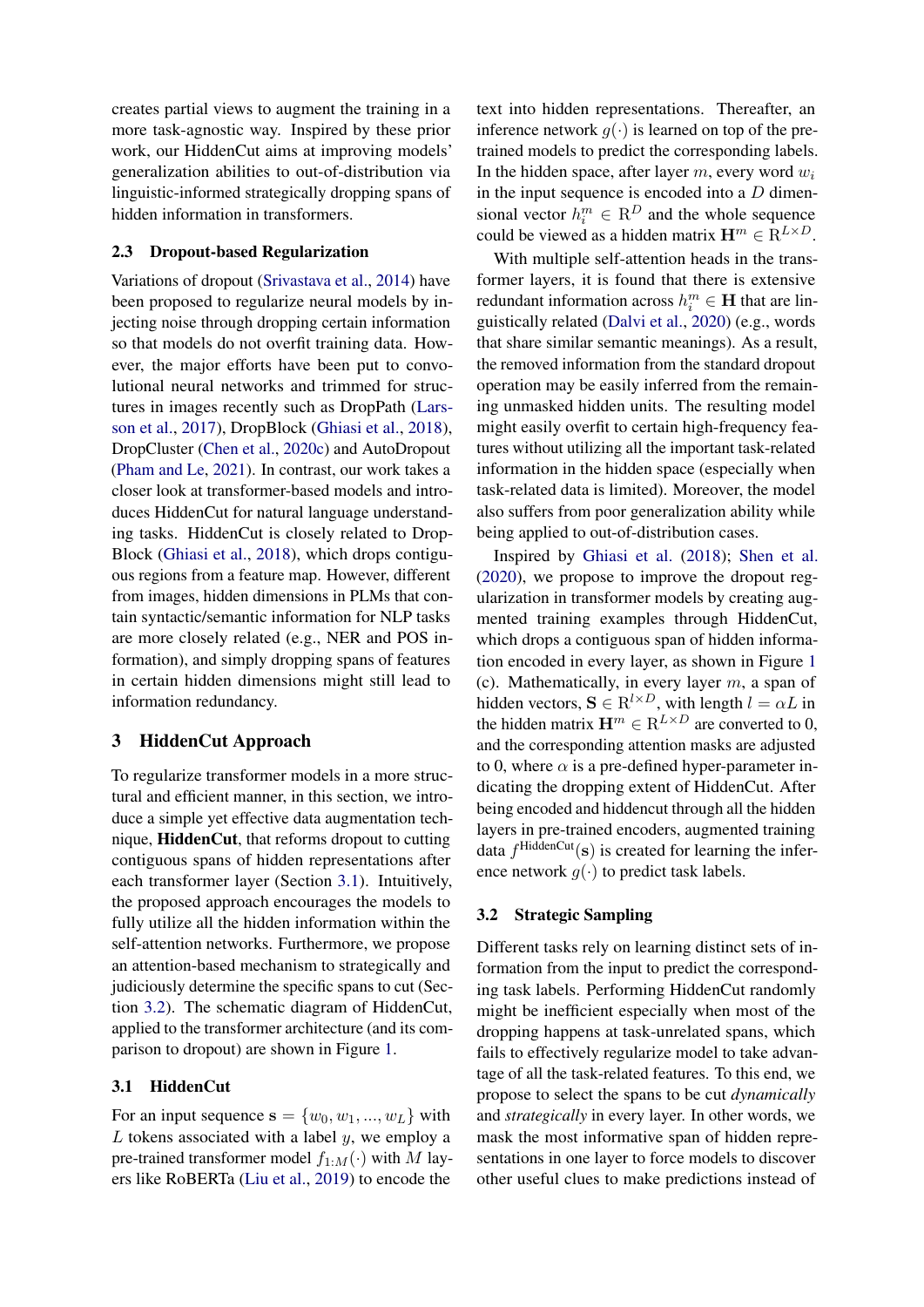creates partial views to augment the training in a more task-agnostic way. Inspired by these prior work, our HiddenCut aims at improving models' generalization abilities to out-of-distribution via linguistic-informed strategically dropping spans of hidden information in transformers.

### 2.3 Dropout-based Regularization

Variations of dropout (Srivastava et al., 2014) have been proposed to regularize neural models by injecting noise through dropping certain information so that models do not overfit training data. However, the major efforts have been put to convolutional neural networks and trimmed for structures in images recently such as DropPath (Larsson et al., 2017), DropBlock (Ghiasi et al., 2018), DropCluster (Chen et al., 2020c) and AutoDropout (Pham and Le, 2021). In contrast, our work takes a closer look at transformer-based models and introduces HiddenCut for natural language understanding tasks. HiddenCut is closely related to DropBlock (Ghiasi et al., 2018), which drops contiguous regions from a feature map. However, different from images, hidden dimensions in PLMs that contain syntactic/semantic information for NLP tasks are more closely related (e.g., NER and POS information), and simply dropping spans of features in certain hidden dimensions might still lead to information redundancy.

## 3 HiddenCut Approach

To regularize transformer models in a more structural and efficient manner, in this section, we introduce a simple yet effective data augmentation technique, **HiddenCut**, that reforms dropout to cutting contiguous spans of hidden representations after each transformer layer (Section 3.1). Intuitively, the proposed approach encourages the models to fully utilize all the hidden information within the self-attention networks. Furthermore, we propose an attention-based mechanism to strategically and judiciously determine the specific spans to cut (Section 3.2). The schematic diagram of HiddenCut, applied to the transformer architecture (and its comparison to dropout) are shown in Figure 1.

### 3.1 HiddenCut

For an input sequence $\mathbf{s} = \{w_0, w_1, ..., w_L\}$ with $L$ tokens associated with a label $y$, we employ a pre-trained transformer model $f_{1:M}(\cdot)$ with $M$ layers like RoBERTa (Liu et al., 2019) to encode the text into hidden representations. Thereafter, an inference network $g(\cdot)$ is learned on top of the pre-trained models to predict the corresponding labels. In the hidden space, after layer $m$, every word $w_i$ in the input sequence is encoded into a $D$ dimensional vector $h_i^m \in \mathrm{R}^D$ and the whole sequence could be viewed as a hidden matrix $\mathbf{H}^m \in \mathrm{R}^{L \times D}$.

With multiple self-attention heads in the transformer layers, it is found that there is extensive redundant information across $h_i^m \in \mathbf{H}$ that are linguistically related (Dalvi et al., 2020) (e.g., words that share similar semantic meanings). As a result, the removed information from the standard dropout operation may be easily inferred from the remaining unmasked hidden units. The resulting model might easily overfit to certain high-frequency features without utilizing all the important task-related information in the hidden space (especially when task-related data is limited). Moreover, the model also suffers from poor generalization ability while being applied to out-of-distribution cases.

Inspired by Ghiasi et al. (2018); Shen et al. (2020), we propose to improve the dropout regularization in transformer models by creating augmented training examples through HiddenCut, which drops a contiguous span of hidden information encoded in every layer, as shown in Figure 1 (c). Mathematically, in every layer $m$, a span of hidden vectors, $\mathbf{S} \in \mathrm{R}^{l \times D}$, with length $l = \alpha L$ in the hidden matrix $\mathbf{H}^m \in \mathrm{R}^{L \times D}$ are converted to 0, and the corresponding attention masks are adjusted to 0, where $\alpha$ is a pre-defined hyper-parameter indicating the dropping extent of HiddenCut. After being encoded and hiddencut through all the hidden layers in pre-trained encoders, augmented training data $f^{\text{HiddenCut}}(\mathbf{s})$ is created for learning the inference network $g(\cdot)$ to predict task labels.

### 3.2 Strategic Sampling

Different tasks rely on learning distinct sets of information from the input to predict the corresponding task labels. Performing HiddenCut randomly might be inefficient especially when most of the dropping happens at task-unrelated spans, which fails to effectively regularize model to take advantage of all the task-related features. To this end, we propose to select the spans to be cut *dynamically* and *strategically* in every layer. In other words, we mask the most informative span of hidden representations in one layer to force models to discover other useful clues to make predictions instead of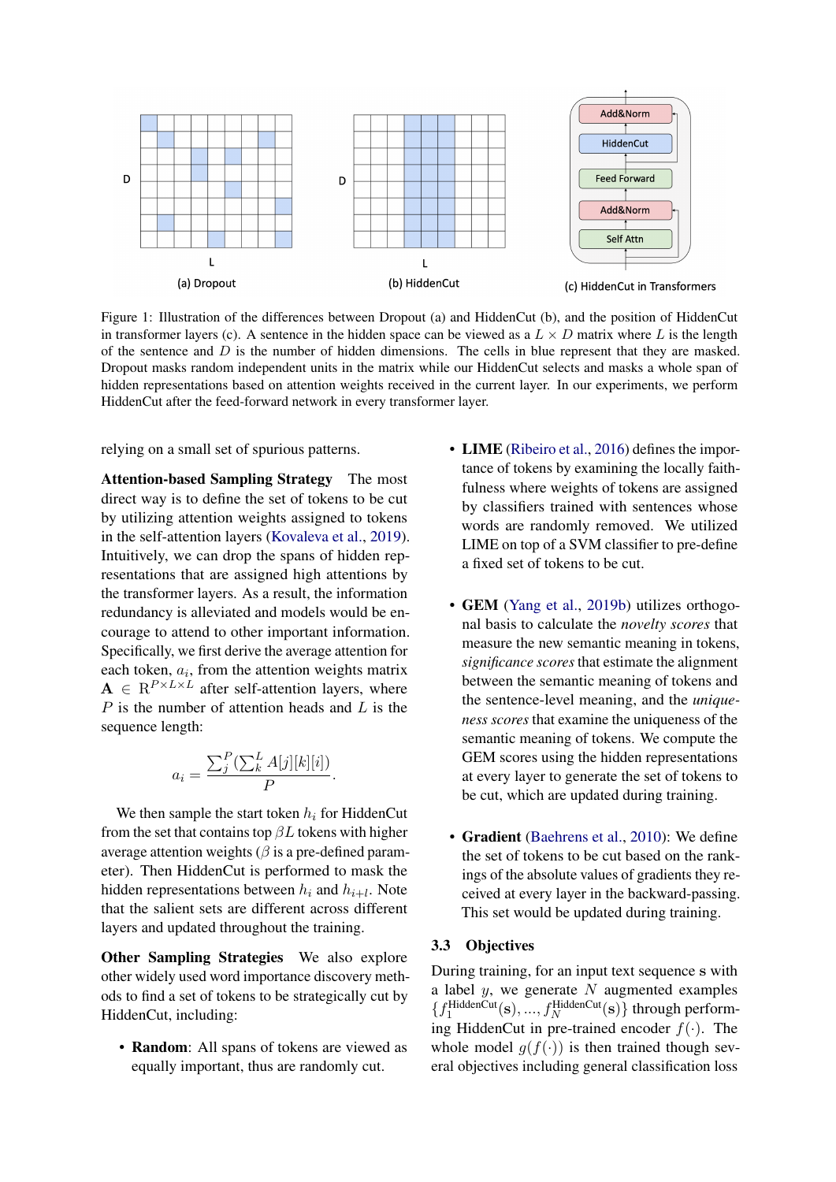Figure 1: Illustration of the differences between Dropout (a) and HiddenCut (b), and the position of HiddenCut in transformer layers (c). A sentence in the hidden space can be viewed as a $L \times D$ matrix where $L$ is the length of the sentence and $D$ is the number of hidden dimensions. The cells in blue represent that they are masked. Dropout masks random independent units in the matrix while our HiddenCut selects and masks a whole span of hidden representations based on attention weights received in the current layer. In our experiments, we perform HiddenCut after the feed-forward network in every transformer layer.

relying on a small set of spurious patterns.

**Attention-based Sampling Strategy** The most direct way is to define the set of tokens to be cut by utilizing attention weights assigned to tokens in the self-attention layers (Kovaleva et al., 2019). Intuitively, we can drop the spans of hidden representations that are assigned high attentions by the transformer layers. As a result, the information redundancy is alleviated and models would be encourage to attend to other important information. Specifically, we first derive the average attention for each token, $a_i$, from the attention weights matrix $\mathbf{A} \in \mathrm{R}^{P \times L \times L}$ after self-attention layers, where $P$ is the number of attention heads and $L$ is the sequence length:

$$a_i = \frac{\sum_j^P (\sum_k^L A[j][k][i])}{P}.$$

We then sample the start token $h_i$ for HiddenCut from the set that contains top $\beta L$ tokens with higher average attention weights ($\beta$ is a pre-defined parameter). Then HiddenCut is performed to mask the hidden representations between $h_i$ and $h_{i+l}$. Note that the salient sets are different across different layers and updated throughout the training.

**Other Sampling Strategies** We also explore other widely used word importance discovery methods to find a set of tokens to be strategically cut by HiddenCut, including:

- **Random**: All spans of tokens are viewed as equally important, thus are randomly cut.
- **LIME** (Ribeiro et al., 2016) defines the importance of tokens by examining the locally faithfulness where weights of tokens are assigned by classifiers trained with sentences whose words are randomly removed. We utilized LIME on top of a SVM classifier to pre-define a fixed set of tokens to be cut.
- **GEM** (Yang et al., 2019b) utilizes orthogonal basis to calculate the *novelty scores* that measure the new semantic meaning in tokens, *significance scores* that estimate the alignment between the semantic meaning of tokens and the sentence-level meaning, and the *uniqueness scores* that examine the uniqueness of the semantic meaning of tokens. We compute the GEM scores using the hidden representations at every layer to generate the set of tokens to be cut, which are updated during training.
- **Gradient** (Baehrens et al., 2010): We define the set of tokens to be cut based on the rankings of the absolute values of gradients they received at every layer in the backward-passing. This set would be updated during training.

### 3.3 Objectives

During training, for an input text sequence $\mathbf{s}$ with a label $y$, we generate $N$ augmented examples $\{f_1^{\text{HiddenCut}}(\mathbf{s}), ..., f_N^{\text{HiddenCut}}(\mathbf{s})\}$ through performing HiddenCut in pre-trained encoder $f(\cdot)$. The whole model $g(f(\cdot))$ is then trained though several objectives including general classification loss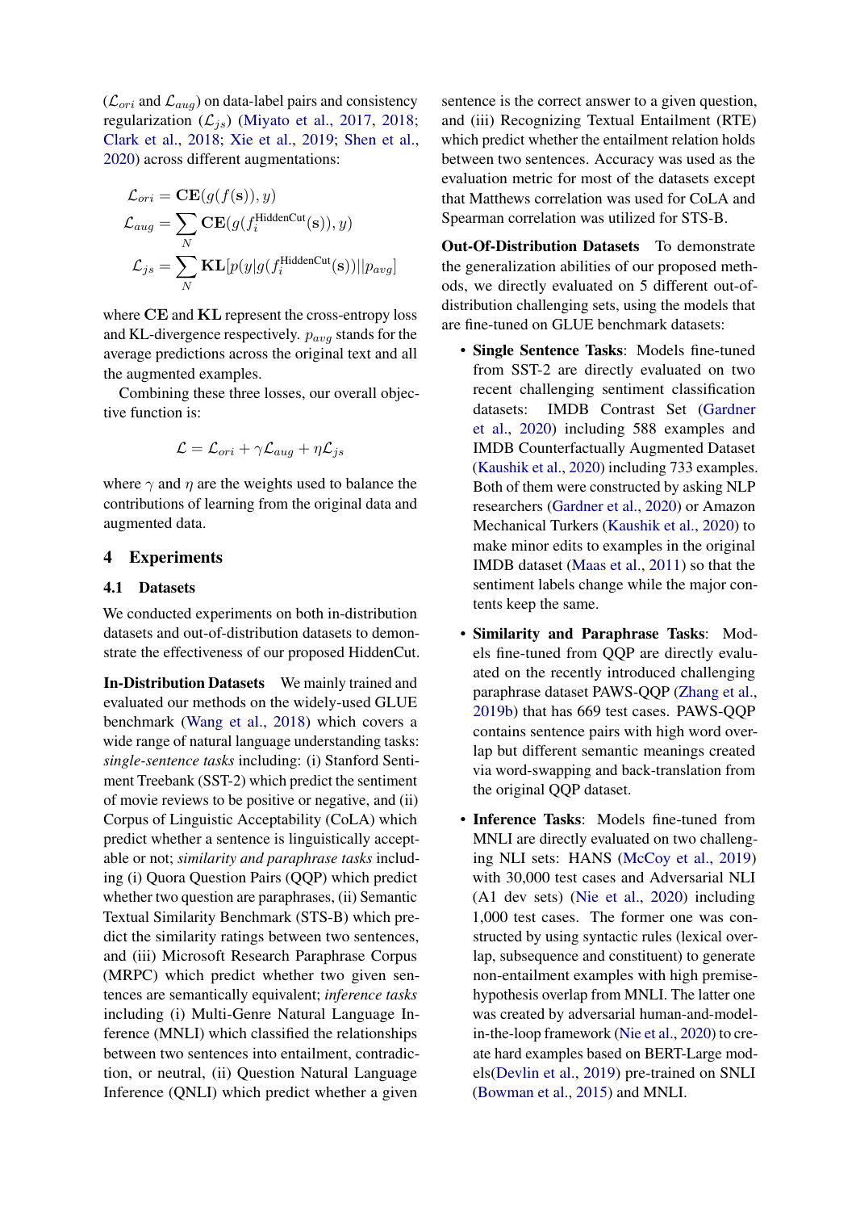($\mathcal{L}_{ori}$ and $\mathcal{L}_{aug}$) on data-label pairs and consistency regularization ($\mathcal{L}_{js}$) (Miyato et al., 2017, 2018; Clark et al., 2018; Xie et al., 2019; Shen et al., 2020) across different augmentations:

$$\mathcal{L}_{ori} = \mathbf{CE}(g(f(\mathbf{s})), y)$$

$$\mathcal{L}_{aug} = \sum_{N} \mathbf{CE}(g(f_i^{\text{HiddenCut}}(\mathbf{s})), y)$$

$$\mathcal{L}_{js} = \sum_{N} \mathbf{KL}[p(y|g(f_i^{\text{HiddenCut}}(\mathbf{s}))||p_{avg}]$$

where $\mathbf{CE}$ and $\mathbf{KL}$ represent the cross-entropy loss and KL-divergence respectively. $p_{avg}$ stands for the average predictions across the original text and all the augmented examples.

Combining these three losses, our overall objective function is:

$$\mathcal{L} = \mathcal{L}_{ori} + \gamma \mathcal{L}_{aug} + \eta \mathcal{L}_{js}$$

where $\gamma$ and $\eta$ are the weights used to balance the contributions of learning from the original data and augmented data.

# 4 Experiments

## 4.1 Datasets

We conducted experiments on both in-distribution datasets and out-of-distribution datasets to demonstrate the effectiveness of our proposed HiddenCut.

**In-Distribution Datasets** We mainly trained and evaluated our methods on the widely-used GLUE benchmark (Wang et al., 2018) which covers a wide range of natural language understanding tasks: *single-sentence tasks* including: (i) Stanford Sentiment Treebank (SST-2) which predict the sentiment of movie reviews to be positive or negative, and (ii) Corpus of Linguistic Acceptability (CoLA) which predict whether a sentence is linguistically acceptable or not; *similarity and paraphrase tasks* including (i) Quora Question Pairs (QQP) which predict whether two question are paraphrases, (ii) Semantic Textual Similarity Benchmark (STS-B) which predict the similarity ratings between two sentences, and (iii) Microsoft Research Paraphrase Corpus (MRPC) which predict whether two given sentences are semantically equivalent; *inference tasks* including (i) Multi-Genre Natural Language Inference (MNLI) which classified the relationships between two sentences into entailment, contradiction, or neutral, (ii) Question Natural Language Inference (QNLI) which predict whether a given sentence is the correct answer to a given question, and (iii) Recognizing Textual Entailment (RTE) which predict whether the entailment relation holds between two sentences. Accuracy was used as the evaluation metric for most of the datasets except that Matthews correlation was used for CoLA and Spearman correlation was utilized for STS-B.

**Out-Of-Distribution Datasets** To demonstrate the generalization abilities of our proposed methods, we directly evaluated on 5 different out-of-distribution challenging sets, using the models that are fine-tuned on GLUE benchmark datasets:

- **Single Sentence Tasks**: Models fine-tuned from SST-2 are directly evaluated on two recent challenging sentiment classification datasets: IMDB Contrast Set (Gardner et al., 2020) including 588 examples and IMDB Counterfactually Augmented Dataset (Kaushik et al., 2020) including 733 examples. Both of them were constructed by asking NLP researchers (Gardner et al., 2020) or Amazon Mechanical Turkers (Kaushik et al., 2020) to make minor edits to examples in the original IMDB dataset (Maas et al., 2011) so that the sentiment labels change while the major contents keep the same.

- **Similarity and Paraphrase Tasks**: Models fine-tuned from QQP are directly evaluated on the recently introduced challenging paraphrase dataset PAWS-QQP (Zhang et al., 2019b) that has 669 test cases. PAWS-QQP contains sentence pairs with high word overlap but different semantic meanings created via word-swapping and back-translation from the original QQP dataset.

- **Inference Tasks**: Models fine-tuned from MNLI are directly evaluated on two challenging NLI sets: HANS (McCoy et al., 2019) with 30,000 test cases and Adversarial NLI (A1 dev sets) (Nie et al., 2020) including 1,000 test cases. The former one was constructed by using syntactic rules (lexical overlap, subsequence and constituent) to generate non-entailment examples with high premise-hypothesis overlap from MNLI. The latter one was created by adversarial human-and-model-in-the-loop framework (Nie et al., 2020) to create hard examples based on BERT-Large models(Devlin et al., 2019) pre-trained on SNLI (Bowman et al., 2015) and MNLI.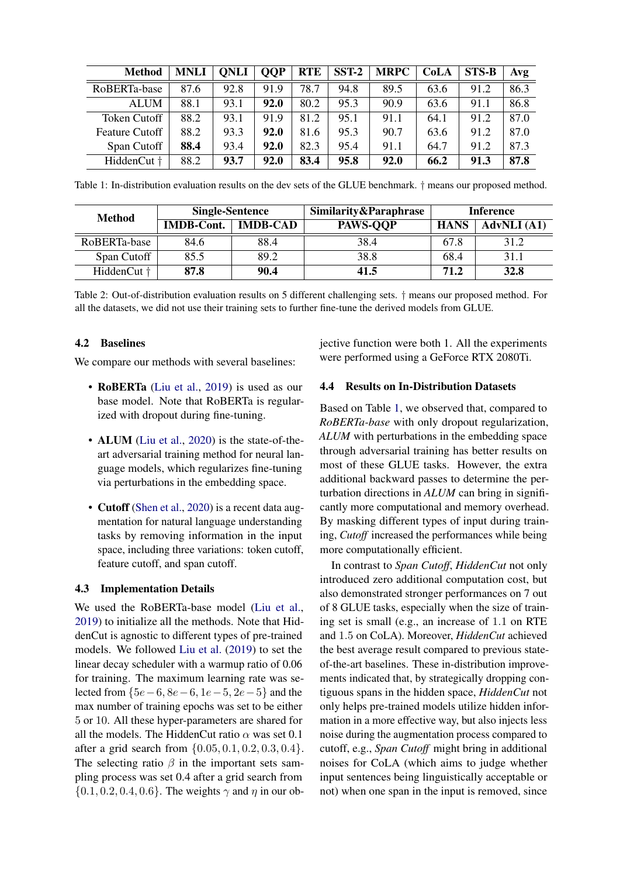| Method | MNLI | QNLI | QQP | RTE | SST-2 | MRPC | CoLA | STS-B | Avg |
|---|---|---|---|---|---|---|---|---|---|
| RoBERTa-base | 87.6 | 92.8 | 91.9 | 78.7 | 94.8 | 89.5 | 63.6 | 91.2 | 86.3 |
| ALUM | 88.1 | 93.1 | **92.0** | 80.2 | 95.3 | 90.9 | 63.6 | 91.1 | 86.8 |
| Token Cutoff | 88.2 | 93.1 | 91.9 | 81.2 | 95.1 | 91.1 | 64.1 | 91.2 | 87.0 |
| Feature Cutoff | 88.2 | 93.3 | **92.0** | 81.6 | 95.3 | 90.7 | 63.6 | 91.2 | 87.0 |
| Span Cutoff | **88.4** | 93.4 | **92.0** | 82.3 | 95.4 | 91.1 | 64.7 | 91.2 | 87.3 |
| HiddenCut † | 88.2 | **93.7** | **92.0** | **83.4** | **95.8** | **92.0** | **66.2** | **91.3** | **87.8** |

Table 1: In-distribution evaluation results on the dev sets of the GLUE benchmark. † means our proposed method.

| Method | Single-Sentence | | Similarity&Paraphrase | Inference | |
|---|---|---|---|---|---|
| | IMDB-Cont. | IMDB-CAD | PAWS-QQP | HANS | AdvNLI (A1) |
| RoBERTa-base | 84.6 | 88.4 | 38.4 | 67.8 | 31.2 |
| Span Cutoff | 85.5 | 89.2 | 38.8 | 68.4 | 31.1 |
| HiddenCut † | **87.8** | **90.4** | **41.5** | **71.2** | **32.8** |

Table 2: Out-of-distribution evaluation results on 5 different challenging sets. † means our proposed method. For all the datasets, we did not use their training sets to further fine-tune the derived models from GLUE.

### 4.2 Baselines

We compare our methods with several baselines:

- **RoBERTa** (Liu et al., 2019) is used as our base model. Note that RoBERTa is regularized with dropout during fine-tuning.
- **ALUM** (Liu et al., 2020) is the state-of-the-art adversarial training method for neural language models, which regularizes fine-tuning via perturbations in the embedding space.
- **Cutoff** (Shen et al., 2020) is a recent data augmentation for natural language understanding tasks by removing information in the input space, including three variations: token cutoff, feature cutoff, and span cutoff.

### 4.3 Implementation Details

We used the RoBERTa-base model (Liu et al., 2019) to initialize all the methods. Note that HiddenCut is agnostic to different types of pre-trained models. We followed Liu et al. (2019) to set the linear decay scheduler with a warmup ratio of 0.06 for training. The maximum learning rate was selected from $\{5e-6, 8e-6, 1e-5, 2e-5\}$ and the max number of training epochs was set to be either 5 or 10. All these hyper-parameters are shared for all the models. The HiddenCut ratio $\alpha$ was set 0.1 after a grid search from $\{0.05, 0.1, 0.2, 0.3, 0.4\}$. The selecting ratio $\beta$ in the important sets sampling process was set 0.4 after a grid search from $\{0.1, 0.2, 0.4, 0.6\}$. The weights $\gamma$ and $\eta$ in our objective function were both 1. All the experiments were performed using a GeForce RTX 2080Ti.

### 4.4 Results on In-Distribution Datasets

Based on Table 1, we observed that, compared to *RoBERTa-base* with only dropout regularization, *ALUM* with perturbations in the embedding space through adversarial training has better results on most of these GLUE tasks. However, the extra additional backward passes to determine the perturbation directions in *ALUM* can bring in significantly more computational and memory overhead. By masking different types of input during training, *Cutoff* increased the performances while being more computationally efficient.

In contrast to *Span Cutoff*, *HiddenCut* not only introduced zero additional computation cost, but also demonstrated stronger performances on 7 out of 8 GLUE tasks, especially when the size of training set is small (e.g., an increase of 1.1 on RTE and 1.5 on CoLA). Moreover, *HiddenCut* achieved the best average result compared to previous state-of-the-art baselines. These in-distribution improvements indicated that, by strategically dropping contiguous spans in the hidden space, *HiddenCut* not only helps pre-trained models utilize hidden information in a more effective way, but also injects less noise during the augmentation process compared to cutoff, e.g., *Span Cutoff* might bring in additional noises for CoLA (which aims to judge whether input sentences being linguistically acceptable or not) when one span in the input is removed, since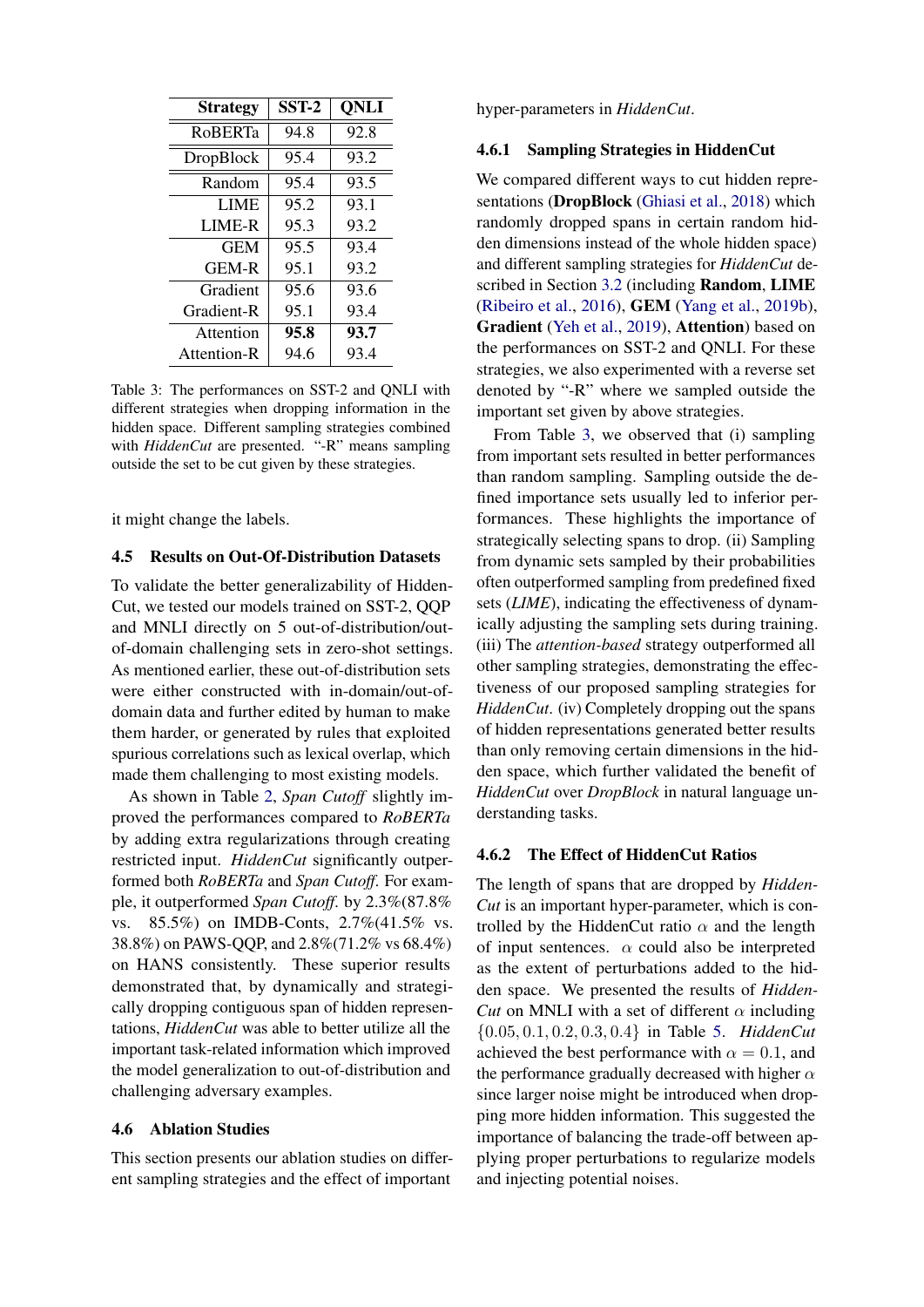| Strategy | SST-2 | QNLI |
|---|---|---|
| RoBERTa | 94.8 | 92.8 |
| DropBlock | 95.4 | 93.2 |
| Random | 95.4 | 93.5 |
| LIME | 95.2 | 93.1 |
| LIME-R | 95.3 | 93.2 |
| GEM | 95.5 | 93.4 |
| GEM-R | 95.1 | 93.2 |
| Gradient | 95.6 | 93.6 |
| Gradient-R | 95.1 | 93.4 |
| Attention | **95.8** | **93.7** |
| Attention-R | 94.6 | 93.4 |

Table 3: The performances on SST-2 and QNLI with different strategies when dropping information in the hidden space. Different sampling strategies combined with *HiddenCut* are presented. "-R" means sampling outside the set to be cut given by these strategies.

it might change the labels.

### 4.5 Results on Out-Of-Distribution Datasets

To validate the better generalizability of HiddenCut, we tested our models trained on SST-2, QQP and MNLI directly on 5 out-of-distribution/out-of-domain challenging sets in zero-shot settings. As mentioned earlier, these out-of-distribution sets were either constructed with in-domain/out-of-domain data and further edited by human to make them harder, or generated by rules that exploited spurious correlations such as lexical overlap, which made them challenging to most existing models.

As shown in Table 2, *Span Cutoff* slightly improved the performances compared to *RoBERTa* by adding extra regularizations through creating restricted input. *HiddenCut* significantly outperformed both *RoBERTa* and *Span Cutoff*. For example, it outperformed *Span Cutoff*. by 2.3%(87.8% vs. 85.5%) on IMDB-Conts, 2.7%(41.5% vs. 38.8%) on PAWS-QQP, and 2.8%(71.2% vs 68.4%) on HANS consistently. These superior results demonstrated that, by dynamically and strategically dropping contiguous span of hidden representations, *HiddenCut* was able to better utilize all the important task-related information which improved the model generalization to out-of-distribution and challenging adversary examples.

### 4.6 Ablation Studies

This section presents our ablation studies on different sampling strategies and the effect of important hyper-parameters in *HiddenCut*.

#### 4.6.1 Sampling Strategies in HiddenCut

We compared different ways to cut hidden representations (**DropBlock** (Ghiasi et al., 2018) which randomly dropped spans in certain random hidden dimensions instead of the whole hidden space) and different sampling strategies for *HiddenCut* described in Section 3.2 (including **Random**, **LIME** (Ribeiro et al., 2016), **GEM** (Yang et al., 2019b), **Gradient** (Yeh et al., 2019), **Attention**) based on the performances on SST-2 and QNLI. For these strategies, we also experimented with a reverse set denoted by "-R" where we sampled outside the important set given by above strategies.

From Table 3, we observed that (i) sampling from important sets resulted in better performances than random sampling. Sampling outside the defined importance sets usually led to inferior performances. These highlights the importance of strategically selecting spans to drop. (ii) Sampling from dynamic sets sampled by their probabilities often outperformed sampling from predefined fixed sets (*LIME*), indicating the effectiveness of dynamically adjusting the sampling sets during training. (iii) The *attention-based* strategy outperformed all other sampling strategies, demonstrating the effectiveness of our proposed sampling strategies for *HiddenCut*. (iv) Completely dropping out the spans of hidden representations generated better results than only removing certain dimensions in the hidden space, which further validated the benefit of *HiddenCut* over *DropBlock* in natural language understanding tasks.

#### 4.6.2 The Effect of HiddenCut Ratios

The length of spans that are dropped by *HiddenCut* is an important hyper-parameter, which is controlled by the HiddenCut ratio $\alpha$ and the length of input sentences. $\alpha$ could also be interpreted as the extent of perturbations added to the hidden space. We presented the results of *HiddenCut* on MNLI with a set of different $\alpha$ including $\{0.05, 0.1, 0.2, 0.3, 0.4\}$ in Table 5. *HiddenCut* achieved the best performance with $\alpha = 0.1$, and the performance gradually decreased with higher $\alpha$ since larger noise might be introduced when dropping more hidden information. This suggested the importance of balancing the trade-off between applying proper perturbations to regularize models and injecting potential noises.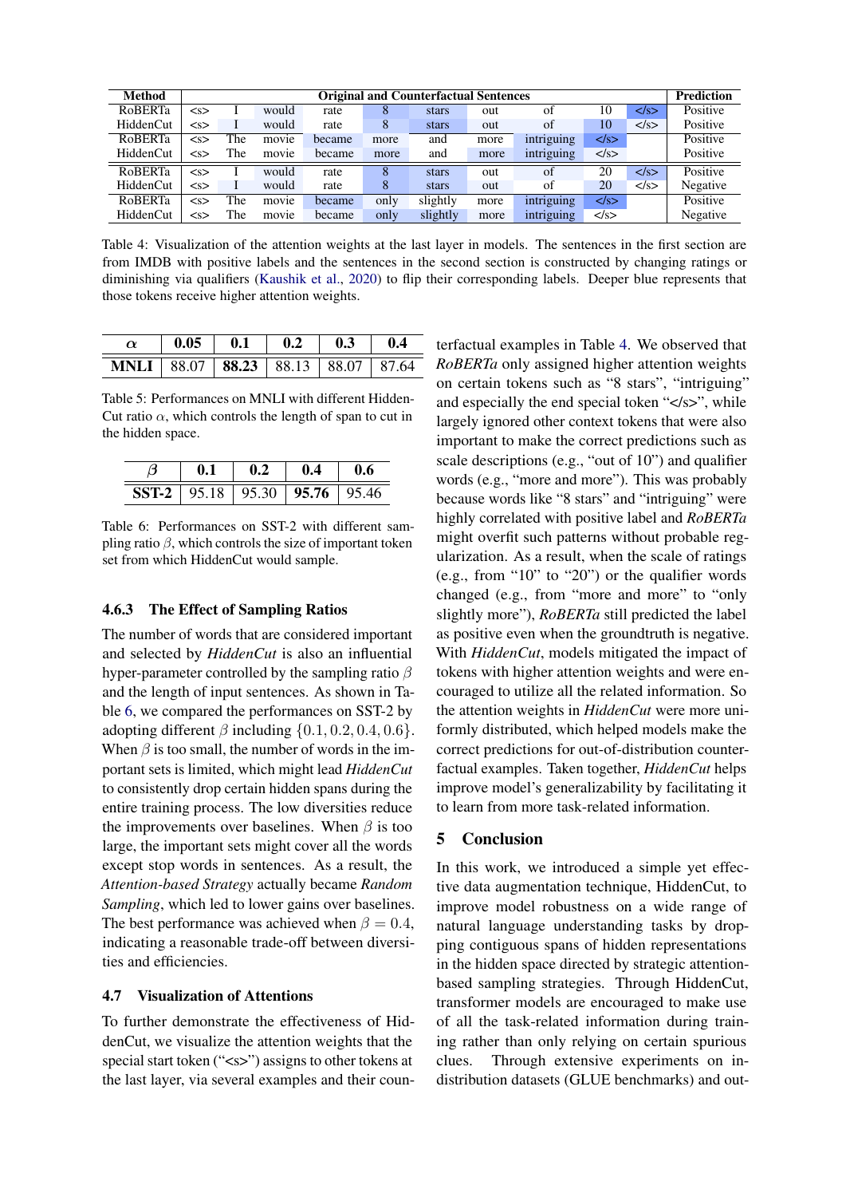| Method | Original and Counterfactual Sentences | | | | | | | | | | Prediction |
|---|---|---|---|---|---|---|---|---|---|---|---|
| RoBERTa | <s> | I | would | rate | 8 | stars | out | of | 10 | </s> | Positive |
| HiddenCut | <s> | I | would | rate | 8 | stars | out | of | 10 | </s> | Positive |
| RoBERTa | <s> | The | movie | became | more | and | more | intriguing | </s> | | Positive |
| HiddenCut | <s> | The | movie | became | more | and | more | intriguing | </s> | | Positive |
| RoBERTa | <s> | I | would | rate | 8 | stars | out | of | 20 | </s> | Positive |
| HiddenCut | <s> | I | would | rate | 8 | stars | out | of | 20 | </s> | Negative |
| RoBERTa | <s> | The | movie | became | only | slightly | more | intriguing | </s> | | Positive |
| HiddenCut | <s> | The | movie | became | only | slightly | more | intriguing | </s> | | Negative |

Table 4: Visualization of the attention weights at the last layer in models. The sentences in the first section are from IMDB with positive labels and the sentences in the second section is constructed by changing ratings or diminishing via qualifiers (Kaushik et al., 2020) to flip their corresponding labels. Deeper blue represents that those tokens receive higher attention weights.

| $\alpha$ | 0.05 | 0.1 | 0.2 | 0.3 | 0.4 |
|---|---|---|---|---|---|
| **MNLI** | 88.07 | **88.23** | 88.13 | 88.07 | 87.64 |

Table 5: Performances on MNLI with different HiddenCut ratio $\alpha$, which controls the length of span to cut in the hidden space.

| $\beta$ | 0.1 | 0.2 | 0.4 | 0.6 |
|---|---|---|---|---|
| **SST-2** | 95.18 | 95.30 | **95.76** | 95.46 |

Table 6: Performances on SST-2 with different sampling ratio $\beta$, which controls the size of important token set from which HiddenCut would sample.

### 4.6.3 The Effect of Sampling Ratios

The number of words that are considered important and selected by *HiddenCut* is also an influential hyper-parameter controlled by the sampling ratio $\beta$ and the length of input sentences. As shown in Table 6, we compared the performances on SST-2 by adopting different $\beta$ including $\{0.1, 0.2, 0.4, 0.6\}$. When $\beta$ is too small, the number of words in the important sets is limited, which might lead *HiddenCut* to consistently drop certain hidden spans during the entire training process. The low diversities reduce the improvements over baselines. When $\beta$ is too large, the important sets might cover all the words except stop words in sentences. As a result, the *Attention-based Strategy* actually became *Random Sampling*, which led to lower gains over baselines. The best performance was achieved when $\beta = 0.4$, indicating a reasonable trade-off between diversities and efficiencies.

## 4.7 Visualization of Attentions

To further demonstrate the effectiveness of HiddenCut, we visualize the attention weights that the special start token ("<s>") assigns to other tokens at the last layer, via several examples and their counterfactual examples in Table 4. We observed that *RoBERTa* only assigned higher attention weights on certain tokens such as "8 stars", "intriguing" and especially the end special token "</s>", while largely ignored other context tokens that were also important to make the correct predictions such as scale descriptions (e.g., "out of 10") and qualifier words (e.g., "more and more"). This was probably because words like "8 stars" and "intriguing" were highly correlated with positive label and *RoBERTa* might overfit such patterns without probable regularization. As a result, when the scale of ratings (e.g., from "10" to "20") or the qualifier words changed (e.g., from "more and more" to "only slightly more"), *RoBERTa* still predicted the label as positive even when the groundtruth is negative. With *HiddenCut*, models mitigated the impact of tokens with higher attention weights and were encouraged to utilize all the related information. So the attention weights in *HiddenCut* were more uniformly distributed, which helped models make the correct predictions for out-of-distribution counterfactual examples. Taken together, *HiddenCut* helps improve model's generalizability by facilitating it to learn from more task-related information.

## 5 Conclusion

In this work, we introduced a simple yet effective data augmentation technique, HiddenCut, to improve model robustness on a wide range of natural language understanding tasks by dropping contiguous spans of hidden representations in the hidden space directed by strategic attention-based sampling strategies. Through HiddenCut, transformer models are encouraged to make use of all the task-related information during training rather than only relying on certain spurious clues. Through extensive experiments on in-distribution datasets (GLUE benchmarks) and out-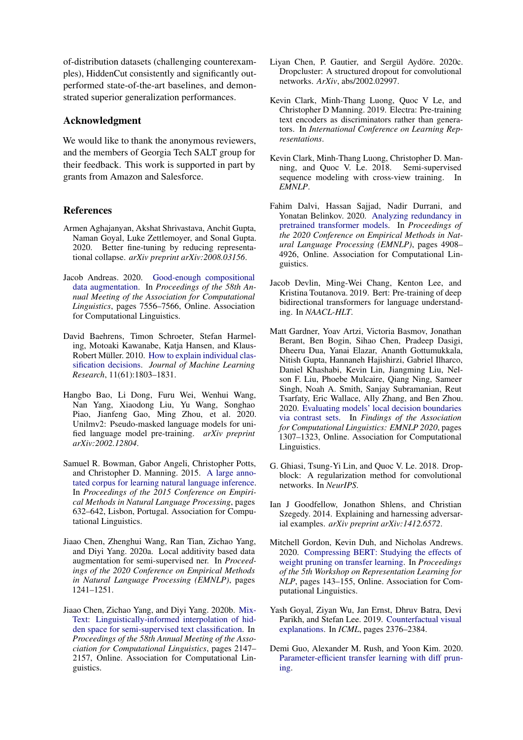of-distribution datasets (challenging counterexamples), HiddenCut consistently and significantly outperformed state-of-the-art baselines, and demonstrated superior generalization performances.

## Acknowledgment

We would like to thank the anonymous reviewers, and the members of Georgia Tech SALT group for their feedback. This work is supported in part by grants from Amazon and Salesforce.

## References

Armen Aghajanyan, Akshat Shrivastava, Anchit Gupta, Naman Goyal, Luke Zettlemoyer, and Sonal Gupta. 2020. Better fine-tuning by reducing representational collapse. *arXiv preprint arXiv:2008.03156*.

Jacob Andreas. 2020. Good-enough compositional data augmentation. In *Proceedings of the 58th Annual Meeting of the Association for Computational Linguistics*, pages 7556–7566, Online. Association for Computational Linguistics.

David Baehrens, Timon Schroeter, Stefan Harmeling, Motoaki Kawanabe, Katja Hansen, and Klaus-Robert Müller. 2010. How to explain individual classification decisions. *Journal of Machine Learning Research*, 11(61):1803–1831.

Hangbo Bao, Li Dong, Furu Wei, Wenhui Wang, Nan Yang, Xiaodong Liu, Yu Wang, Songhao Piao, Jianfeng Gao, Ming Zhou, et al. 2020. Unilmv2: Pseudo-masked language models for unified language model pre-training. *arXiv preprint arXiv:2002.12804*.

Samuel R. Bowman, Gabor Angeli, Christopher Potts, and Christopher D. Manning. 2015. A large annotated corpus for learning natural language inference. In *Proceedings of the 2015 Conference on Empirical Methods in Natural Language Processing*, pages 632–642, Lisbon, Portugal. Association for Computational Linguistics.

Jiaao Chen, Zhenghui Wang, Ran Tian, Zichao Yang, and Diyi Yang. 2020a. Local additivity based data augmentation for semi-supervised ner. In *Proceedings of the 2020 Conference on Empirical Methods in Natural Language Processing (EMNLP)*, pages 1241–1251.

Jiaao Chen, Zichao Yang, and Diyi Yang. 2020b. MixText: Linguistically-informed interpolation of hidden space for semi-supervised text classification. In *Proceedings of the 58th Annual Meeting of the Association for Computational Linguistics*, pages 2147–2157, Online. Association for Computational Linguistics.

Liyan Chen, P. Gautier, and Sergül Aydöre. 2020c. Dropcluster: A structured dropout for convolutional networks. *ArXiv*, abs/2002.02997.

Kevin Clark, Minh-Thang Luong, Quoc V Le, and Christopher D Manning. 2019. Electra: Pre-training text encoders as discriminators rather than generators. In *International Conference on Learning Representations*.

Kevin Clark, Minh-Thang Luong, Christopher D. Manning, and Quoc V. Le. 2018. Semi-supervised sequence modeling with cross-view training. In *EMNLP*.

Fahim Dalvi, Hassan Sajjad, Nadir Durrani, and Yonatan Belinkov. 2020. Analyzing redundancy in pretrained transformer models. In *Proceedings of the 2020 Conference on Empirical Methods in Natural Language Processing (EMNLP)*, pages 4908–4926, Online. Association for Computational Linguistics.

Jacob Devlin, Ming-Wei Chang, Kenton Lee, and Kristina Toutanova. 2019. Bert: Pre-training of deep bidirectional transformers for language understanding. In *NAACL-HLT*.

Matt Gardner, Yoav Artzi, Victoria Basmov, Jonathan Berant, Ben Bogin, Sihao Chen, Pradeep Dasigi, Dheeru Dua, Yanai Elazar, Ananth Gottumukkala, Nitish Gupta, Hannaneh Hajishirzi, Gabriel Ilharco, Daniel Khashabi, Kevin Lin, Jiangming Liu, Nelson F. Liu, Phoebe Mulcaire, Qiang Ning, Sameer Singh, Noah A. Smith, Sanjay Subramanian, Reut Tsarfaty, Eric Wallace, Ally Zhang, and Ben Zhou. 2020. Evaluating models' local decision boundaries via contrast sets. In *Findings of the Association for Computational Linguistics: EMNLP 2020*, pages 1307–1323, Online. Association for Computational Linguistics.

G. Ghiasi, Tsung-Yi Lin, and Quoc V. Le. 2018. Dropblock: A regularization method for convolutional networks. In *NeurIPS*.

Ian J Goodfellow, Jonathon Shlens, and Christian Szegedy. 2014. Explaining and harnessing adversarial examples. *arXiv preprint arXiv:1412.6572*.

Mitchell Gordon, Kevin Duh, and Nicholas Andrews. 2020. Compressing BERT: Studying the effects of weight pruning on transfer learning. In *Proceedings of the 5th Workshop on Representation Learning for NLP*, pages 143–155, Online. Association for Computational Linguistics.

Yash Goyal, Ziyan Wu, Jan Ernst, Dhruv Batra, Devi Parikh, and Stefan Lee. 2019. Counterfactual visual explanations. In *ICML*, pages 2376–2384.

Demi Guo, Alexander M. Rush, and Yoon Kim. 2020. Parameter-efficient transfer learning with diff pruning.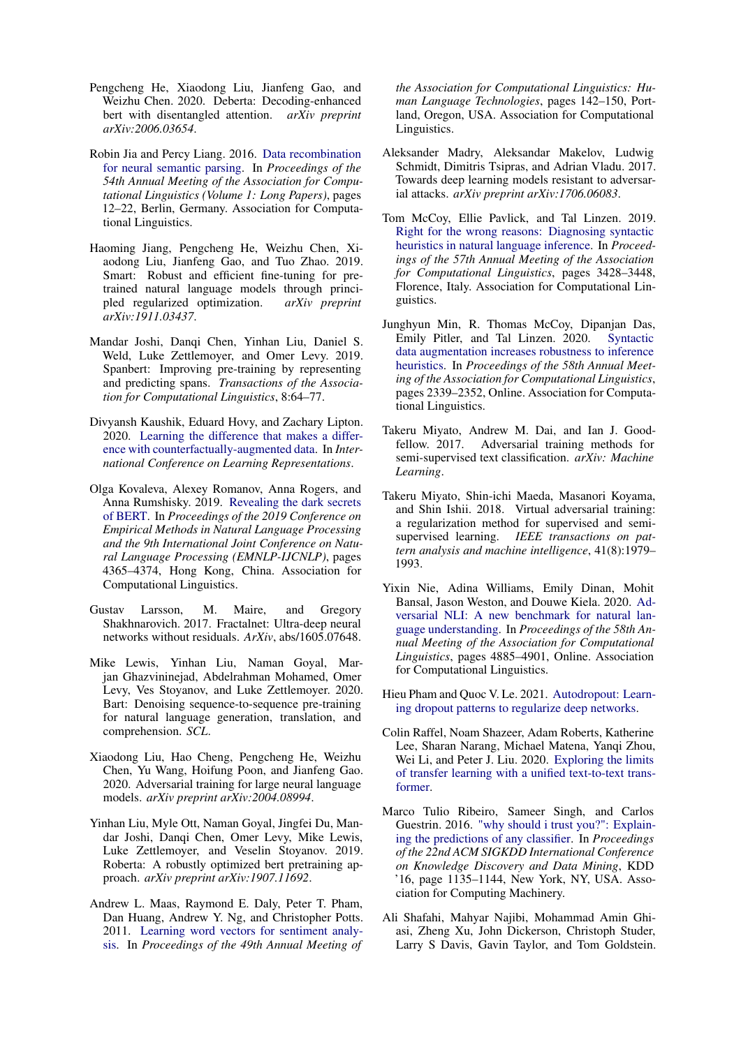Pengcheng He, Xiaodong Liu, Jianfeng Gao, and Weizhu Chen. 2020. Deberta: Decoding-enhanced bert with disentangled attention. *arXiv preprint arXiv:2006.03654*.

Robin Jia and Percy Liang. 2016. Data recombination for neural semantic parsing. In *Proceedings of the 54th Annual Meeting of the Association for Computational Linguistics (Volume 1: Long Papers)*, pages 12–22, Berlin, Germany. Association for Computational Linguistics.

Haoming Jiang, Pengcheng He, Weizhu Chen, Xiaodong Liu, Jianfeng Gao, and Tuo Zhao. 2019. Smart: Robust and efficient fine-tuning for pre-trained natural language models through principled regularized optimization. *arXiv preprint arXiv:1911.03437*.

Mandar Joshi, Danqi Chen, Yinhan Liu, Daniel S. Weld, Luke Zettlemoyer, and Omer Levy. 2019. Spanbert: Improving pre-training by representing and predicting spans. *Transactions of the Association for Computational Linguistics*, 8:64–77.

Divyansh Kaushik, Eduard Hovy, and Zachary Lipton. 2020. Learning the difference that makes a difference with counterfactually-augmented data. In *International Conference on Learning Representations*.

Olga Kovaleva, Alexey Romanov, Anna Rogers, and Anna Rumshisky. 2019. Revealing the dark secrets of BERT. In *Proceedings of the 2019 Conference on Empirical Methods in Natural Language Processing and the 9th International Joint Conference on Natural Language Processing (EMNLP-IJCNLP)*, pages 4365–4374, Hong Kong, China. Association for Computational Linguistics.

Gustav Larsson, M. Maire, and Gregory Shakhnarovich. 2017. Fractalnet: Ultra-deep neural networks without residuals. *ArXiv*, abs/1605.07648.

Mike Lewis, Yinhan Liu, Naman Goyal, Marjan Ghazvininejad, Abdelrahman Mohamed, Omer Levy, Ves Stoyanov, and Luke Zettlemoyer. 2020. Bart: Denoising sequence-to-sequence pre-training for natural language generation, translation, and comprehension. *SCL*.

Xiaodong Liu, Hao Cheng, Pengcheng He, Weizhu Chen, Yu Wang, Hoifung Poon, and Jianfeng Gao. 2020. Adversarial training for large neural language models. *arXiv preprint arXiv:2004.08994*.

Yinhan Liu, Myle Ott, Naman Goyal, Jingfei Du, Mandar Joshi, Danqi Chen, Omer Levy, Mike Lewis, Luke Zettlemoyer, and Veselin Stoyanov. 2019. Roberta: A robustly optimized bert pretraining approach. *arXiv preprint arXiv:1907.11692*.

Andrew L. Maas, Raymond E. Daly, Peter T. Pham, Dan Huang, Andrew Y. Ng, and Christopher Potts. 2011. Learning word vectors for sentiment analysis. In *Proceedings of the 49th Annual Meeting of the Association for Computational Linguistics: Human Language Technologies*, pages 142–150, Portland, Oregon, USA. Association for Computational Linguistics.

Aleksander Madry, Aleksandar Makelov, Ludwig Schmidt, Dimitris Tsipras, and Adrian Vladu. 2017. Towards deep learning models resistant to adversarial attacks. *arXiv preprint arXiv:1706.06083*.

Tom McCoy, Ellie Pavlick, and Tal Linzen. 2019. Right for the wrong reasons: Diagnosing syntactic heuristics in natural language inference. In *Proceedings of the 57th Annual Meeting of the Association for Computational Linguistics*, pages 3428–3448, Florence, Italy. Association for Computational Linguistics.

Junghyun Min, R. Thomas McCoy, Dipanjan Das, Emily Pitler, and Tal Linzen. 2020. Syntactic data augmentation increases robustness to inference heuristics. In *Proceedings of the 58th Annual Meeting of the Association for Computational Linguistics*, pages 2339–2352, Online. Association for Computational Linguistics.

Takeru Miyato, Andrew M. Dai, and Ian J. Goodfellow. 2017. Adversarial training methods for semi-supervised text classification. *arXiv: Machine Learning*.

Takeru Miyato, Shin-ichi Maeda, Masanori Koyama, and Shin Ishii. 2018. Virtual adversarial training: a regularization method for supervised and semi-supervised learning. *IEEE transactions on pattern analysis and machine intelligence*, 41(8):1979–1993.

Yixin Nie, Adina Williams, Emily Dinan, Mohit Bansal, Jason Weston, and Douwe Kiela. 2020. Adversarial NLI: A new benchmark for natural language understanding. In *Proceedings of the 58th Annual Meeting of the Association for Computational Linguistics*, pages 4885–4901, Online. Association for Computational Linguistics.

Hieu Pham and Quoc V. Le. 2021. Autodropout: Learning dropout patterns to regularize deep networks.

Colin Raffel, Noam Shazeer, Adam Roberts, Katherine Lee, Sharan Narang, Michael Matena, Yanqi Zhou, Wei Li, and Peter J. Liu. 2020. Exploring the limits of transfer learning with a unified text-to-text transformer.

Marco Tulio Ribeiro, Sameer Singh, and Carlos Guestrin. 2016. "why should i trust you?": Explaining the predictions of any classifier. In *Proceedings of the 22nd ACM SIGKDD International Conference on Knowledge Discovery and Data Mining*, KDD '16, page 1135–1144, New York, NY, USA. Association for Computing Machinery.

Ali Shafahi, Mahyar Najibi, Mohammad Amin Ghiasi, Zheng Xu, John Dickerson, Christoph Studer, Larry S Davis, Gavin Taylor, and Tom Goldstein.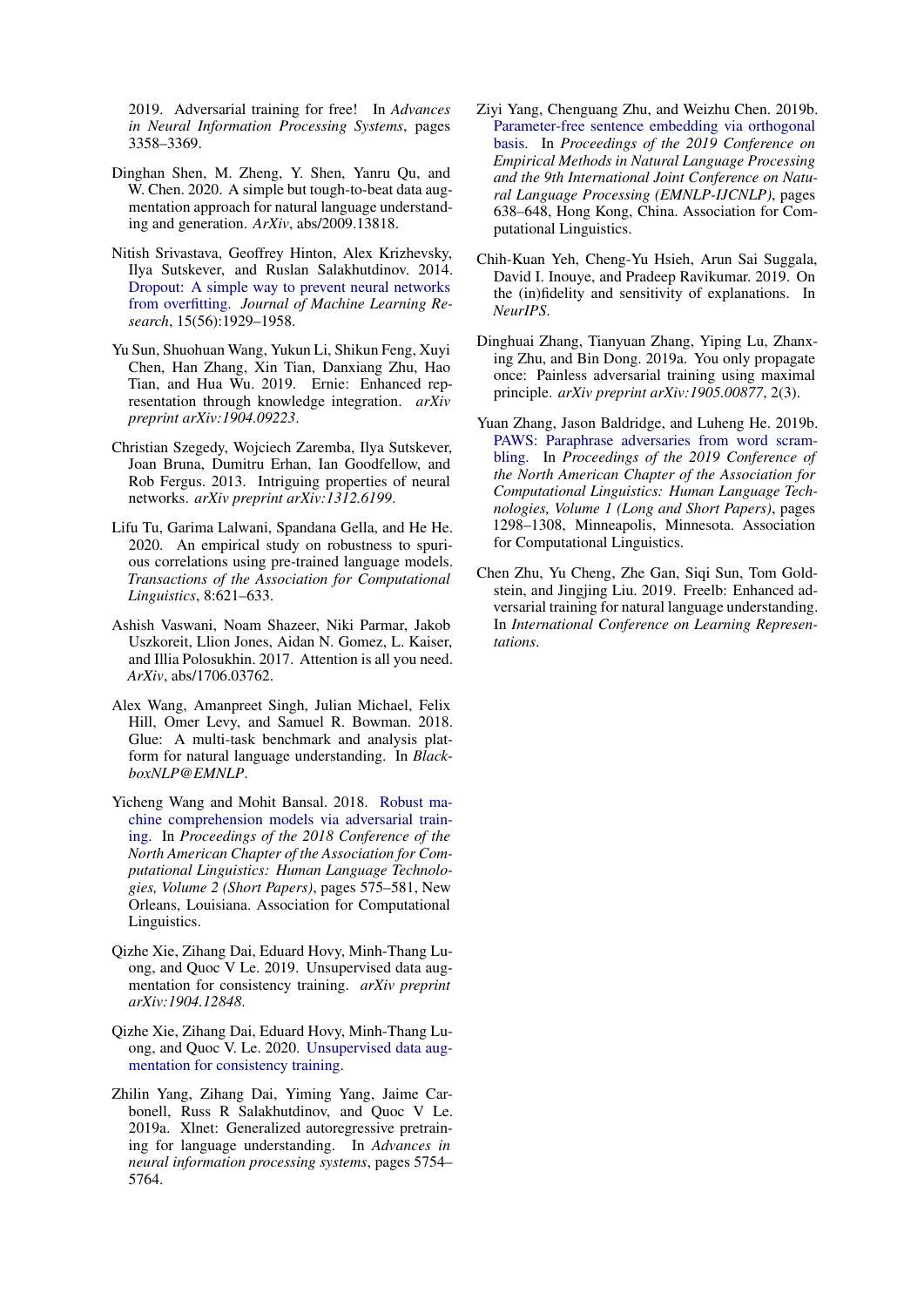2019. Adversarial training for free! In *Advances in Neural Information Processing Systems*, pages 3358–3369.

Dinghan Shen, M. Zheng, Y. Shen, Yanru Qu, and W. Chen. 2020. A simple but tough-to-beat data augmentation approach for natural language understanding and generation. *ArXiv*, abs/2009.13818.

Nitish Srivastava, Geoffrey Hinton, Alex Krizhevsky, Ilya Sutskever, and Ruslan Salakhutdinov. 2014. Dropout: A simple way to prevent neural networks from overfitting. *Journal of Machine Learning Research*, 15(56):1929–1958.

Yu Sun, Shuohuan Wang, Yukun Li, Shikun Feng, Xuyi Chen, Han Zhang, Xin Tian, Danxiang Zhu, Hao Tian, and Hua Wu. 2019. Ernie: Enhanced representation through knowledge integration. *arXiv preprint arXiv:1904.09223*.

Christian Szegedy, Wojciech Zaremba, Ilya Sutskever, Joan Bruna, Dumitru Erhan, Ian Goodfellow, and Rob Fergus. 2013. Intriguing properties of neural networks. *arXiv preprint arXiv:1312.6199*.

Lifu Tu, Garima Lalwani, Spandana Gella, and He He. 2020. An empirical study on robustness to spurious correlations using pre-trained language models. *Transactions of the Association for Computational Linguistics*, 8:621–633.

Ashish Vaswani, Noam Shazeer, Niki Parmar, Jakob Uszkoreit, Llion Jones, Aidan N. Gomez, L. Kaiser, and Illia Polosukhin. 2017. Attention is all you need. *ArXiv*, abs/1706.03762.

Alex Wang, Amanpreet Singh, Julian Michael, Felix Hill, Omer Levy, and Samuel R. Bowman. 2018. Glue: A multi-task benchmark and analysis platform for natural language understanding. In *BlackboxNLP@EMNLP*.

Yicheng Wang and Mohit Bansal. 2018. Robust machine comprehension models via adversarial training. In *Proceedings of the 2018 Conference of the North American Chapter of the Association for Computational Linguistics: Human Language Technologies, Volume 2 (Short Papers)*, pages 575–581, New Orleans, Louisiana. Association for Computational Linguistics.

Qizhe Xie, Zihang Dai, Eduard Hovy, Minh-Thang Luong, and Quoc V Le. 2019. Unsupervised data augmentation for consistency training. *arXiv preprint arXiv:1904.12848*.

Qizhe Xie, Zihang Dai, Eduard Hovy, Minh-Thang Luong, and Quoc V. Le. 2020. Unsupervised data augmentation for consistency training.

Zhilin Yang, Zihang Dai, Yiming Yang, Jaime Carbonell, Russ R Salakhutdinov, and Quoc V Le. 2019a. Xlnet: Generalized autoregressive pretraining for language understanding. In *Advances in neural information processing systems*, pages 5754–5764.

Ziyi Yang, Chenguang Zhu, and Weizhu Chen. 2019b. Parameter-free sentence embedding via orthogonal basis. In *Proceedings of the 2019 Conference on Empirical Methods in Natural Language Processing and the 9th International Joint Conference on Natural Language Processing (EMNLP-IJCNLP)*, pages 638–648, Hong Kong, China. Association for Computational Linguistics.

Chih-Kuan Yeh, Cheng-Yu Hsieh, Arun Sai Suggala, David I. Inouye, and Pradeep Ravikumar. 2019. On the (in)fidelity and sensitivity of explanations. In *NeurIPS*.

Dinghuai Zhang, Tianyuan Zhang, Yiping Lu, Zhanxing Zhu, and Bin Dong. 2019a. You only propagate once: Painless adversarial training using maximal principle. *arXiv preprint arXiv:1905.00877*, 2(3).

Yuan Zhang, Jason Baldridge, and Luheng He. 2019b. PAWS: Paraphrase adversaries from word scrambling. In *Proceedings of the 2019 Conference of the North American Chapter of the Association for Computational Linguistics: Human Language Technologies, Volume 1 (Long and Short Papers)*, pages 1298–1308, Minneapolis, Minnesota. Association for Computational Linguistics.

Chen Zhu, Yu Cheng, Zhe Gan, Siqi Sun, Tom Goldstein, and Jingjing Liu. 2019. Freelb: Enhanced adversarial training for natural language understanding. In *International Conference on Learning Representations*.